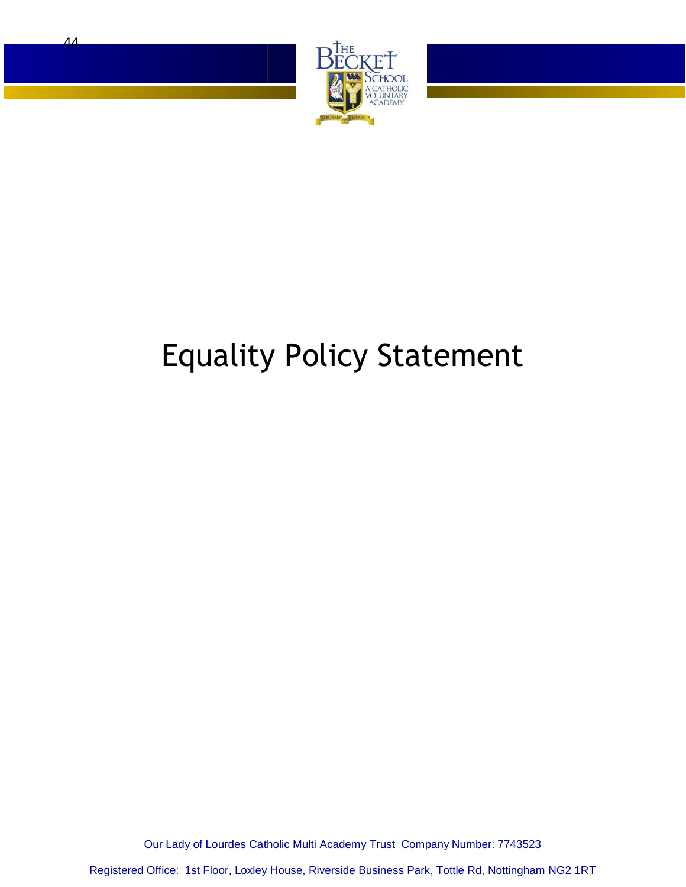# Equality Policy Statement

Our Lady of Lourdes Catholic Multi Academy Trust Company Number: 7743523

Registered Office: 1st Floor, Loxley House, Riverside Business Park, Tottle Rd, Nottingham NG2 1RT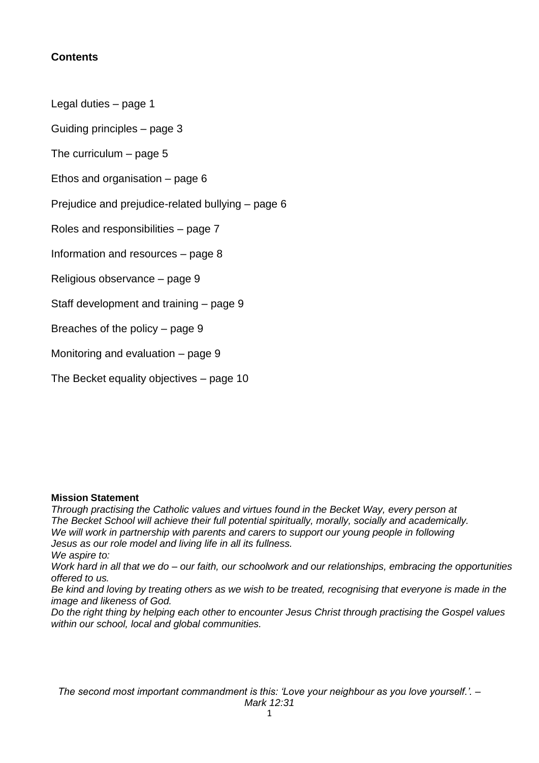**Contents**

Legal duties – page 1

Guiding principles – page 3

The curriculum – page 5

Ethos and organisation – page 6

Prejudice and prejudice-related bullying – page 6

Roles and responsibilities – page 7

Information and resources – page 8

Religious observance – page 9

Staff development and training – page 9

Breaches of the policy – page 9

Monitoring and evaluation – page 9

The Becket equality objectives – page 10

**Mission Statement**

*Through practising the Catholic values and virtues found in the Becket Way, every person at The Becket School will achieve their full potential spiritually, morally, socially and academically. We will work in partnership with parents and carers to support our young people in following Jesus as our role model and living life in all its fullness.*

*We aspire to:*

*Work hard in all that we do – our faith, our schoolwork and our relationships, embracing the opportunities offered to us.*

*Be kind and loving by treating others as we wish to be treated, recognising that everyone is made in the image and likeness of God.*

*Do the right thing by helping each other to encounter Jesus Christ through practising the Gospel values within our school, local and global communities.*

*The second most important commandment is this: 'Love your neighbour as you love yourself.'. – Mark 12:31*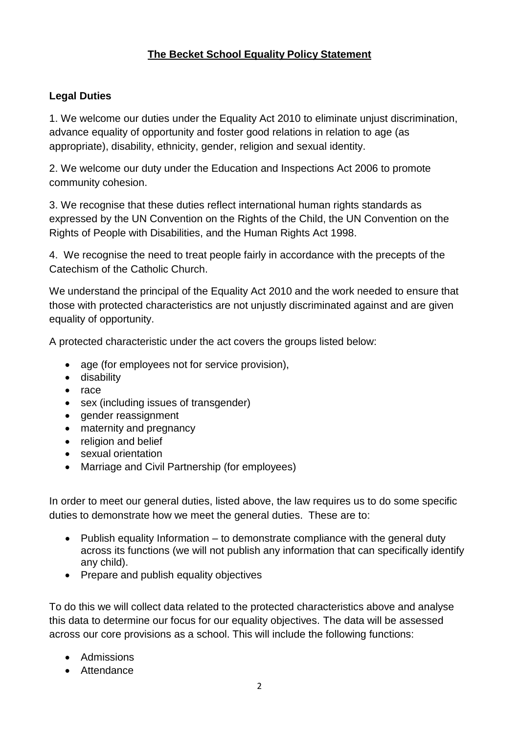# The Becket School Equality Policy Statement

## Legal Duties

1. We welcome our duties under the Equality Act 2010 to eliminate unjust discrimination, advance equality of opportunity and foster good relations in relation to age (as appropriate), disability, ethnicity, gender, religion and sexual identity.

2. We welcome our duty under the Education and Inspections Act 2006 to promote community cohesion.

3. We recognise that these duties reflect international human rights standards as expressed by the UN Convention on the Rights of the Child, the UN Convention on the Rights of People with Disabilities, and the Human Rights Act 1998.

4. We recognise the need to treat people fairly in accordance with the precepts of the Catechism of the Catholic Church.

We understand the principal of the Equality Act 2010 and the work needed to ensure that those with protected characteristics are not unjustly discriminated against and are given equality of opportunity.

A protected characteristic under the act covers the groups listed below:

- age (for employees not for service provision),
- disability
- race
- sex (including issues of transgender)
- gender reassignment
- maternity and pregnancy
- religion and belief
- sexual orientation
- Marriage and Civil Partnership (for employees)

In order to meet our general duties, listed above, the law requires us to do some specific duties to demonstrate how we meet the general duties. These are to:

- Publish equality Information – to demonstrate compliance with the general duty across its functions (we will not publish any information that can specifically identify any child).
- Prepare and publish equality objectives

To do this we will collect data related to the protected characteristics above and analyse this data to determine our focus for our equality objectives. The data will be assessed across our core provisions as a school. This will include the following functions:

- Admissions
- Attendance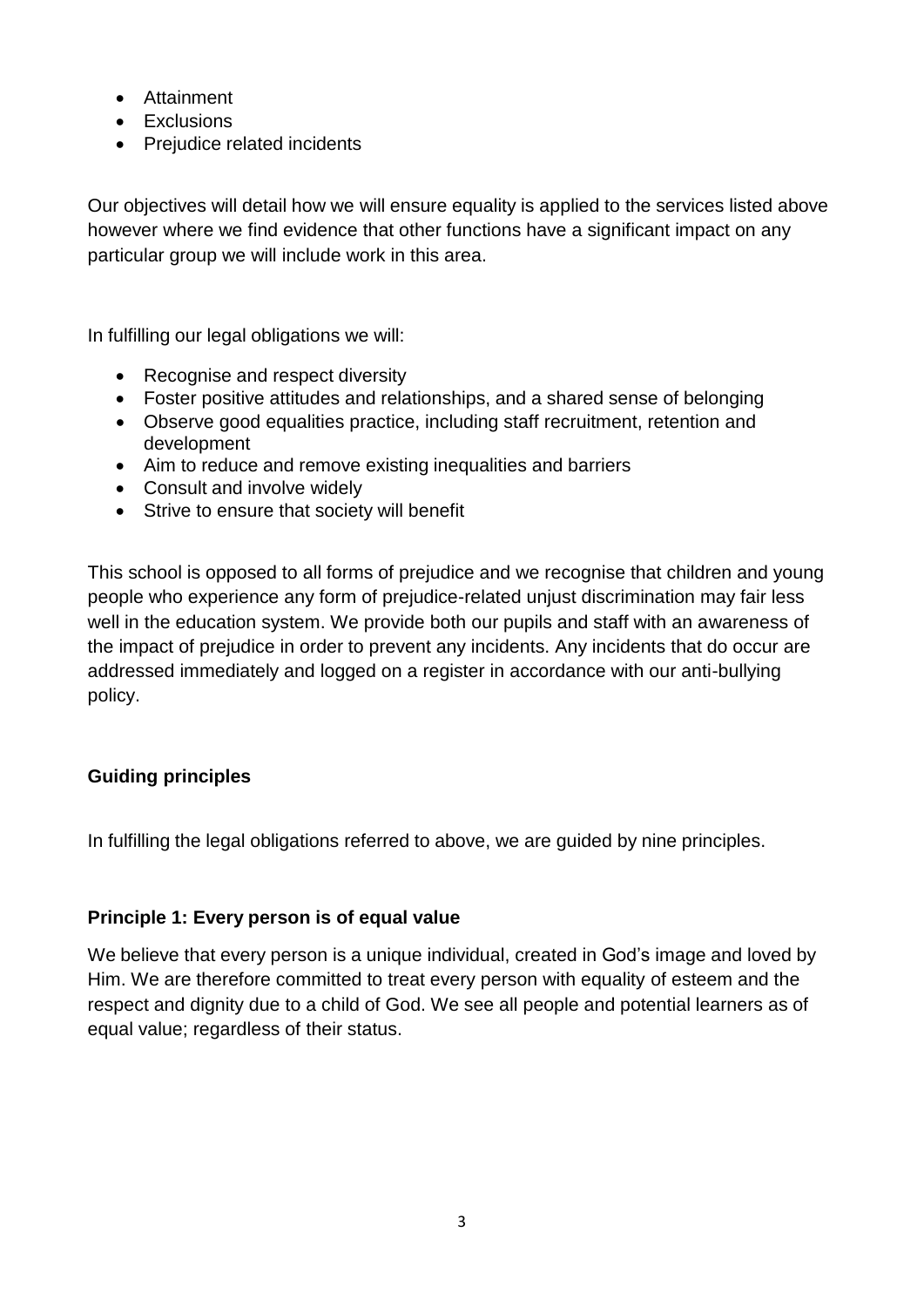- Attainment
- Exclusions
- Prejudice related incidents

Our objectives will detail how we will ensure equality is applied to the services listed above however where we find evidence that other functions have a significant impact on any particular group we will include work in this area.

In fulfilling our legal obligations we will:

- Recognise and respect diversity
- Foster positive attitudes and relationships, and a shared sense of belonging
- Observe good equalities practice, including staff recruitment, retention and development
- Aim to reduce and remove existing inequalities and barriers
- Consult and involve widely
- Strive to ensure that society will benefit

This school is opposed to all forms of prejudice and we recognise that children and young people who experience any form of prejudice-related unjust discrimination may fair less well in the education system. We provide both our pupils and staff with an awareness of the impact of prejudice in order to prevent any incidents. Any incidents that do occur are addressed immediately and logged on a register in accordance with our anti-bullying policy.

## Guiding principles

In fulfilling the legal obligations referred to above, we are guided by nine principles.

### Principle 1: Every person is of equal value

We believe that every person is a unique individual, created in God's image and loved by Him. We are therefore committed to treat every person with equality of esteem and the respect and dignity due to a child of God. We see all people and potential learners as of equal value; regardless of their status.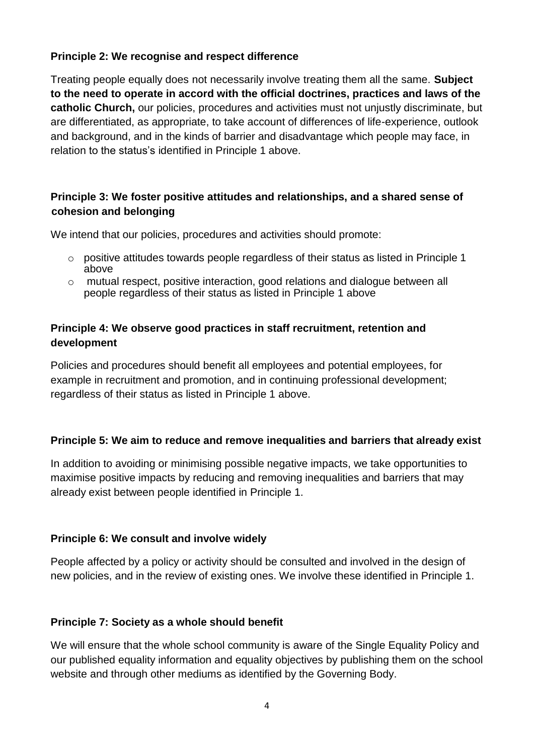### Principle 2: We recognise and respect difference

Treating people equally does not necessarily involve treating them all the same. **Subject to the need to operate in accord with the official doctrines, practices and laws of the catholic Church,** our policies, procedures and activities must not unjustly discriminate, but are differentiated, as appropriate, to take account of differences of life-experience, outlook and background, and in the kinds of barrier and disadvantage which people may face, in relation to the status's identified in Principle 1 above.

### Principle 3: We foster positive attitudes and relationships, and a shared sense of cohesion and belonging

We intend that our policies, procedures and activities should promote:

- positive attitudes towards people regardless of their status as listed in Principle 1 above
- mutual respect, positive interaction, good relations and dialogue between all people regardless of their status as listed in Principle 1 above

### Principle 4: We observe good practices in staff recruitment, retention and development

Policies and procedures should benefit all employees and potential employees, for example in recruitment and promotion, and in continuing professional development; regardless of their status as listed in Principle 1 above.

### Principle 5: We aim to reduce and remove inequalities and barriers that already exist

In addition to avoiding or minimising possible negative impacts, we take opportunities to maximise positive impacts by reducing and removing inequalities and barriers that may already exist between people identified in Principle 1.

### Principle 6: We consult and involve widely

People affected by a policy or activity should be consulted and involved in the design of new policies, and in the review of existing ones. We involve these identified in Principle 1.

### Principle 7: Society as a whole should benefit

We will ensure that the whole school community is aware of the Single Equality Policy and our published equality information and equality objectives by publishing them on the school website and through other mediums as identified by the Governing Body.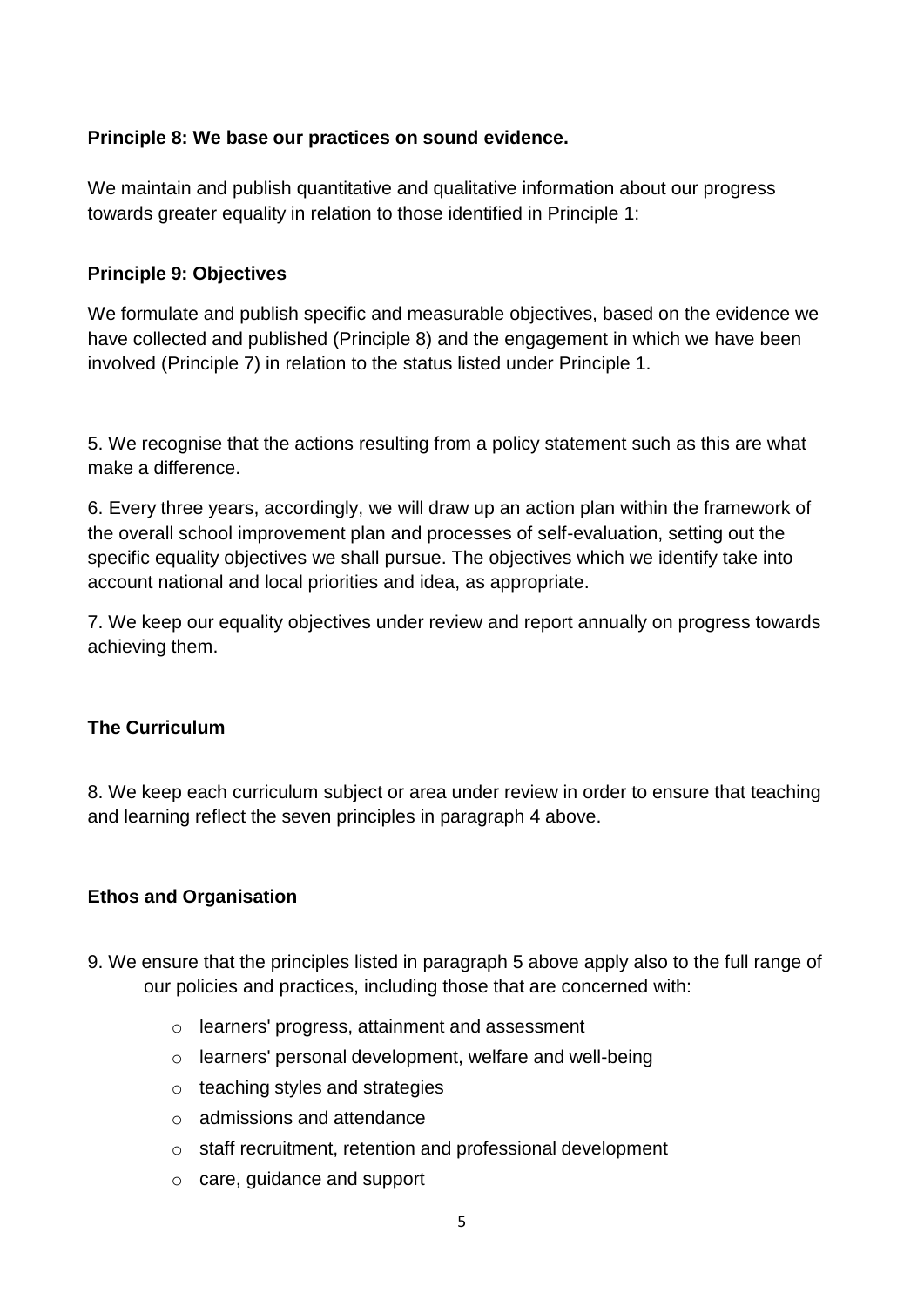**Principle 8: We base our practices on sound evidence.**

We maintain and publish quantitative and qualitative information about our progress towards greater equality in relation to those identified in Principle 1:

**Principle 9: Objectives**

We formulate and publish specific and measurable objectives, based on the evidence we have collected and published (Principle 8) and the engagement in which we have been involved (Principle 7) in relation to the status listed under Principle 1.

5. We recognise that the actions resulting from a policy statement such as this are what make a difference.

6. Every three years, accordingly, we will draw up an action plan within the framework of the overall school improvement plan and processes of self-evaluation, setting out the specific equality objectives we shall pursue. The objectives which we identify take into account national and local priorities and idea, as appropriate.

7. We keep our equality objectives under review and report annually on progress towards achieving them.

**The Curriculum**

8. We keep each curriculum subject or area under review in order to ensure that teaching and learning reflect the seven principles in paragraph 4 above.

**Ethos and Organisation**

9. We ensure that the principles listed in paragraph 5 above apply also to the full range of our policies and practices, including those that are concerned with:

- learners' progress, attainment and assessment
- learners' personal development, welfare and well-being
- teaching styles and strategies
- admissions and attendance
- staff recruitment, retention and professional development
- care, guidance and support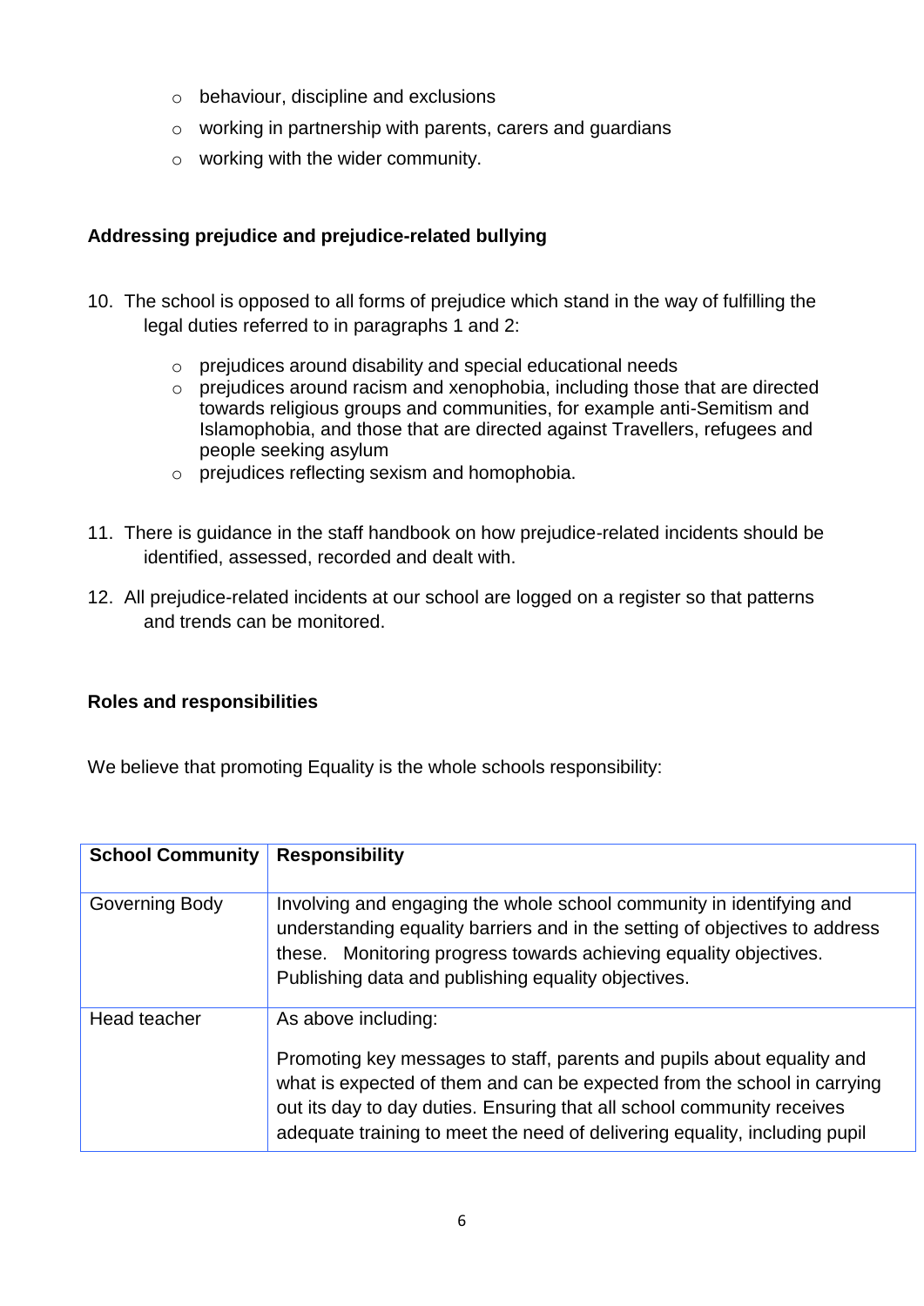- behaviour, discipline and exclusions
- working in partnership with parents, carers and guardians
- working with the wider community.

### Addressing prejudice and prejudice-related bullying

10. The school is opposed to all forms of prejudice which stand in the way of fulfilling the legal duties referred to in paragraphs 1 and 2:

    - prejudices around disability and special educational needs
    - prejudices around racism and xenophobia, including those that are directed towards religious groups and communities, for example anti-Semitism and Islamophobia, and those that are directed against Travellers, refugees and people seeking asylum
    - prejudices reflecting sexism and homophobia.

11. There is guidance in the staff handbook on how prejudice-related incidents should be identified, assessed, recorded and dealt with.

12. All prejudice-related incidents at our school are logged on a register so that patterns and trends can be monitored.

### Roles and responsibilities

We believe that promoting Equality is the whole schools responsibility:

| School Community | Responsibility |
|---|---|
| Governing Body | Involving and engaging the whole school community in identifying and understanding equality barriers and in the setting of objectives to address these. Monitoring progress towards achieving equality objectives. Publishing data and publishing equality objectives. |
| Head teacher | As above including:<br><br>Promoting key messages to staff, parents and pupils about equality and what is expected of them and can be expected from the school in carrying out its day to day duties. Ensuring that all school community receives adequate training to meet the need of delivering equality, including pupil |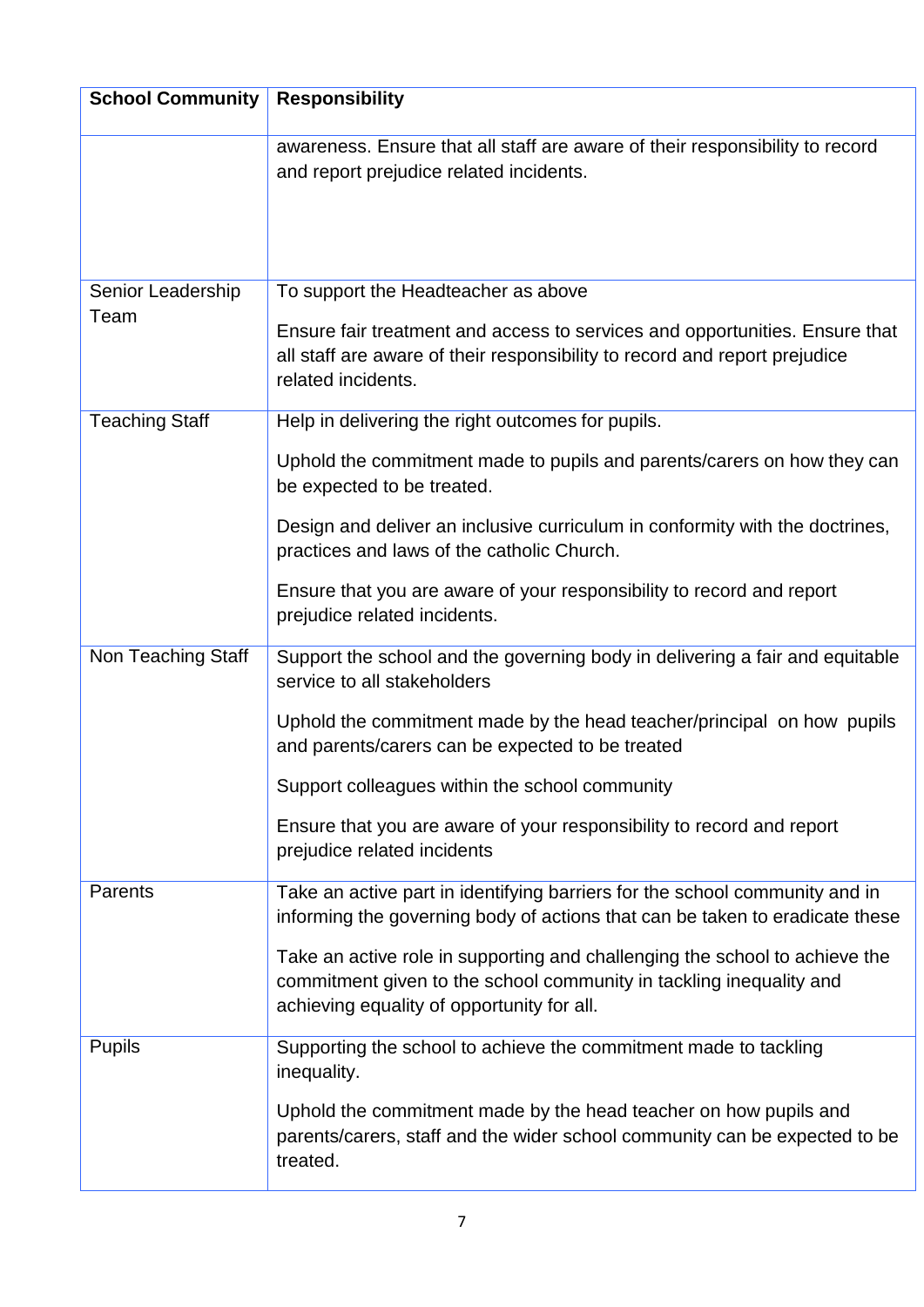| School Community | Responsibility |
| --- | --- |
| | awareness. Ensure that all staff are aware of their responsibility to record and report prejudice related incidents. |
| Senior Leadership Team | To support the Headteacher as above<br><br>Ensure fair treatment and access to services and opportunities. Ensure that all staff are aware of their responsibility to record and report prejudice related incidents. |
| Teaching Staff | Help in delivering the right outcomes for pupils.<br><br>Uphold the commitment made to pupils and parents/carers on how they can be expected to be treated.<br><br>Design and deliver an inclusive curriculum in conformity with the doctrines, practices and laws of the catholic Church.<br><br>Ensure that you are aware of your responsibility to record and report prejudice related incidents. |
| Non Teaching Staff | Support the school and the governing body in delivering a fair and equitable service to all stakeholders<br><br>Uphold the commitment made by the head teacher/principal on how pupils and parents/carers can be expected to be treated<br><br>Support colleagues within the school community<br><br>Ensure that you are aware of your responsibility to record and report prejudice related incidents |
| Parents | Take an active part in identifying barriers for the school community and in informing the governing body of actions that can be taken to eradicate these<br><br>Take an active role in supporting and challenging the school to achieve the commitment given to the school community in tackling inequality and achieving equality of opportunity for all. |
| Pupils | Supporting the school to achieve the commitment made to tackling inequality.<br><br>Uphold the commitment made by the head teacher on how pupils and parents/carers, staff and the wider school community can be expected to be treated. |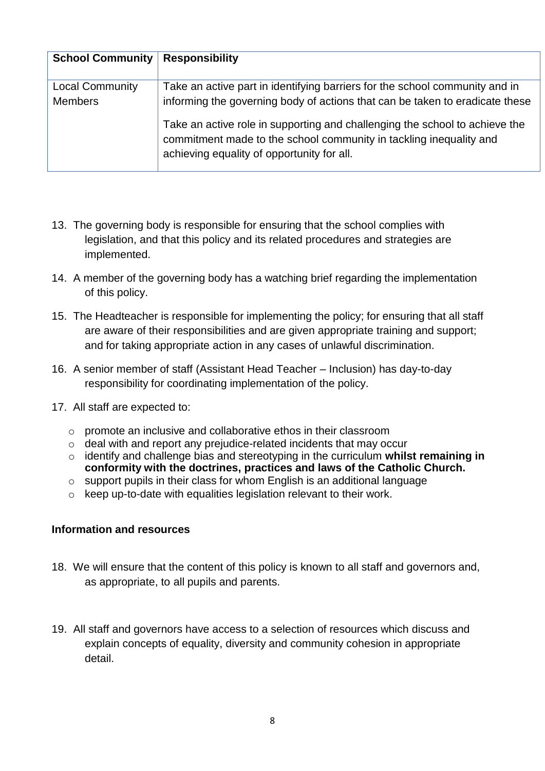| School Community | Responsibility |
| --- | --- |
| Local Community Members | Take an active part in identifying barriers for the school community and in informing the governing body of actions that can be taken to eradicate these<br><br>Take an active role in supporting and challenging the school to achieve the commitment made to the school community in tackling inequality and achieving equality of opportunity for all. |

13. The governing body is responsible for ensuring that the school complies with legislation, and that this policy and its related procedures and strategies are implemented.

14. A member of the governing body has a watching brief regarding the implementation of this policy.

15. The Headteacher is responsible for implementing the policy; for ensuring that all staff are aware of their responsibilities and are given appropriate training and support; and for taking appropriate action in any cases of unlawful discrimination.

16. A senior member of staff (Assistant Head Teacher – Inclusion) has day-to-day responsibility for coordinating implementation of the policy.

17. All staff are expected to:

    - promote an inclusive and collaborative ethos in their classroom
    - deal with and report any prejudice-related incidents that may occur
    - identify and challenge bias and stereotyping in the curriculum **whilst remaining in conformity with the doctrines, practices and laws of the Catholic Church.**
    - support pupils in their class for whom English is an additional language
    - keep up-to-date with equalities legislation relevant to their work.

**Information and resources**

18. We will ensure that the content of this policy is known to all staff and governors and, as appropriate, to all pupils and parents.

19. All staff and governors have access to a selection of resources which discuss and explain concepts of equality, diversity and community cohesion in appropriate detail.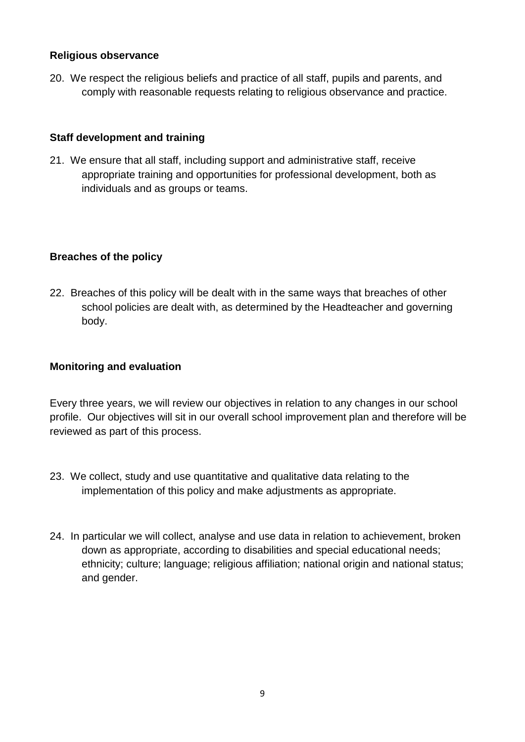### Religious observance

20. We respect the religious beliefs and practice of all staff, pupils and parents, and comply with reasonable requests relating to religious observance and practice.

### Staff development and training

21. We ensure that all staff, including support and administrative staff, receive appropriate training and opportunities for professional development, both as individuals and as groups or teams.

### Breaches of the policy

22. Breaches of this policy will be dealt with in the same ways that breaches of other school policies are dealt with, as determined by the Headteacher and governing body.

### Monitoring and evaluation

Every three years, we will review our objectives in relation to any changes in our school profile. Our objectives will sit in our overall school improvement plan and therefore will be reviewed as part of this process.

23. We collect, study and use quantitative and qualitative data relating to the implementation of this policy and make adjustments as appropriate.

24. In particular we will collect, analyse and use data in relation to achievement, broken down as appropriate, according to disabilities and special educational needs; ethnicity; culture; language; religious affiliation; national origin and national status; and gender.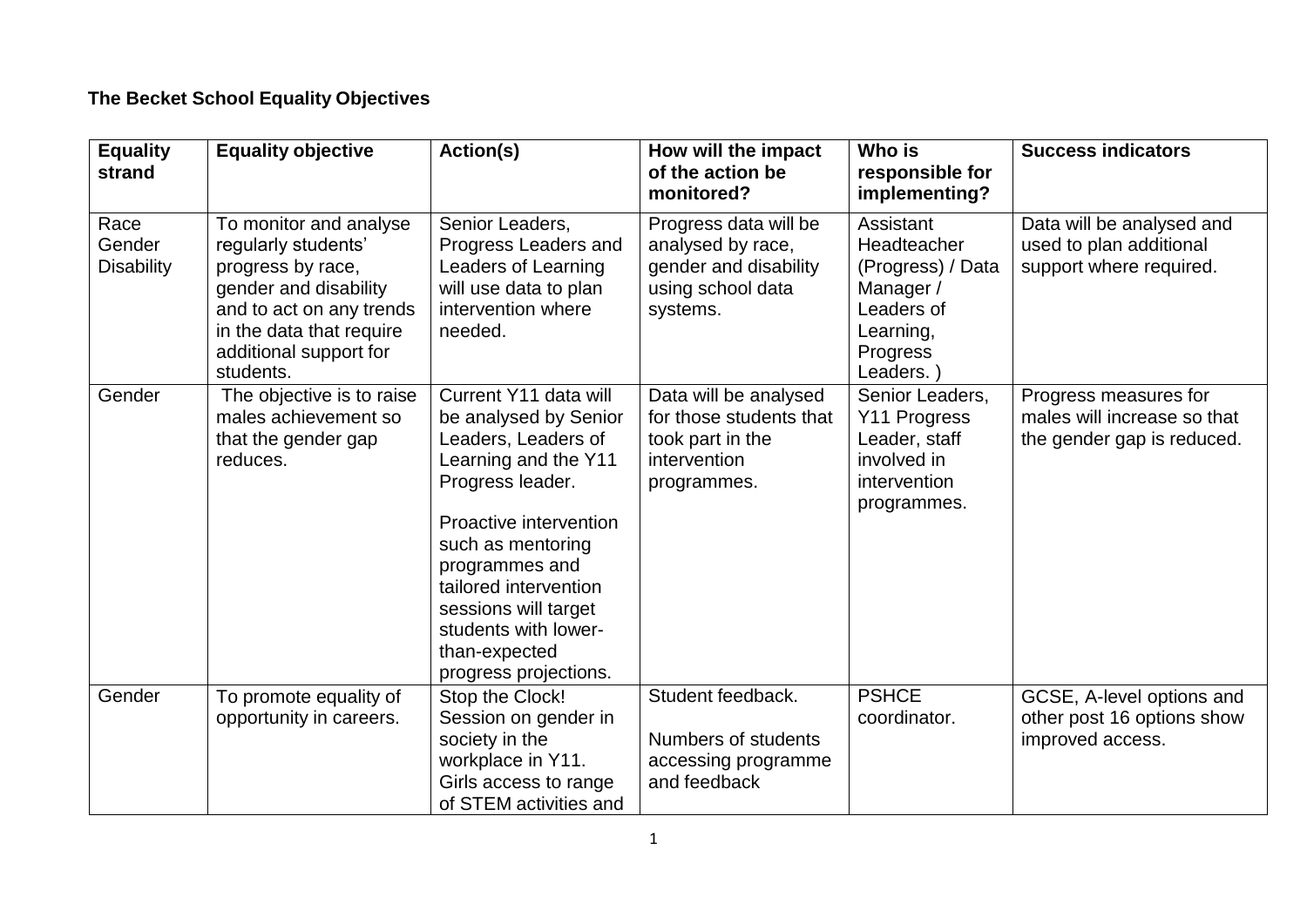**The Becket School Equality Objectives**

| Equality strand | Equality objective | Action(s) | How will the impact of the action be monitored? | Who is responsible for implementing? | Success indicators |
|---|---|---|---|---|---|
| Race Gender Disability | To monitor and analyse regularly students' progress by race, gender and disability and to act on any trends in the data that require additional support for students. | Senior Leaders, Progress Leaders and Leaders of Learning will use data to plan intervention where needed. | Progress data will be analysed by race, gender and disability using school data systems. | Assistant Headteacher (Progress) / Data Manager / Leaders of Learning, Progress Leaders. ) | Data will be analysed and used to plan additional support where required. |
| Gender | The objective is to raise males achievement so that the gender gap reduces. | Current Y11 data will be analysed by Senior Leaders, Leaders of Learning and the Y11 Progress leader.<br><br>Proactive intervention such as mentoring programmes and tailored intervention sessions will target students with lower-than-expected progress projections. | Data will be analysed for those students that took part in the intervention programmes. | Senior Leaders, Y11 Progress Leader, staff involved in intervention programmes. | Progress measures for males will increase so that the gender gap is reduced. |
| Gender | To promote equality of opportunity in careers. | Stop the Clock! Session on gender in society in the workplace in Y11. Girls access to range of STEM activities and | Student feedback.<br><br>Numbers of students accessing programme and feedback | PSHCE coordinator. | GCSE, A-level options and other post 16 options show improved access. |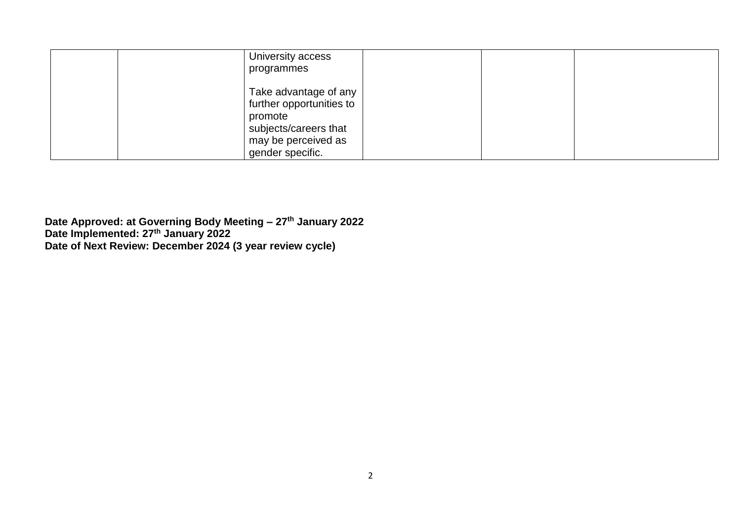| | | | | | |
|---|---|---|---|---|---|
| | | University access programmes<br><br>Take advantage of any further opportunities to promote subjects/careers that may be perceived as gender specific. | | | |

**Date Approved: at Governing Body Meeting – 27th January 2022**
**Date Implemented: 27th January 2022**
**Date of Next Review: December 2024 (3 year review cycle)**